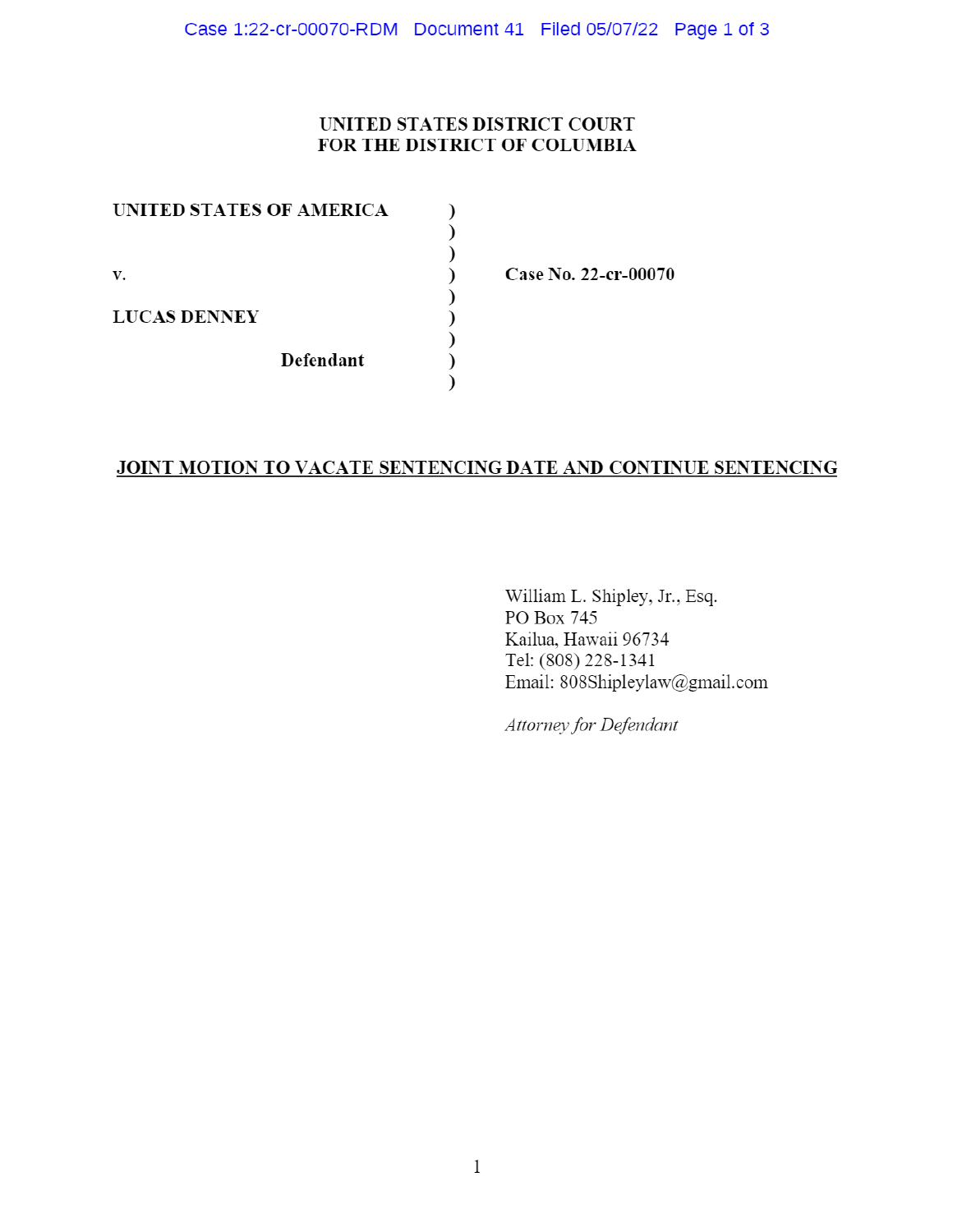**UNITED STATES DISTRICT COURT**
**FOR THE DISTRICT OF COLUMBIA**

| | | |
|---|---|---|
| **UNITED STATES OF AMERICA** | ) | |
| | ) | |
| | ) | |
| v. | ) | **Case No. 22-cr-00070** |
| | ) | |
| **LUCAS DENNEY** | ) | |
| | ) | |
| **Defendant** | ) | |
| | ) | |

**JOINT MOTION TO VACATE SENTENCING DATE AND CONTINUE SENTENCING**

William L. Shipley, Jr., Esq.
PO Box 745
Kailua, Hawaii 96734
Tel: (808) 228-1341
Email: 808Shipleylaw@gmail.com

*Attorney for Defendant*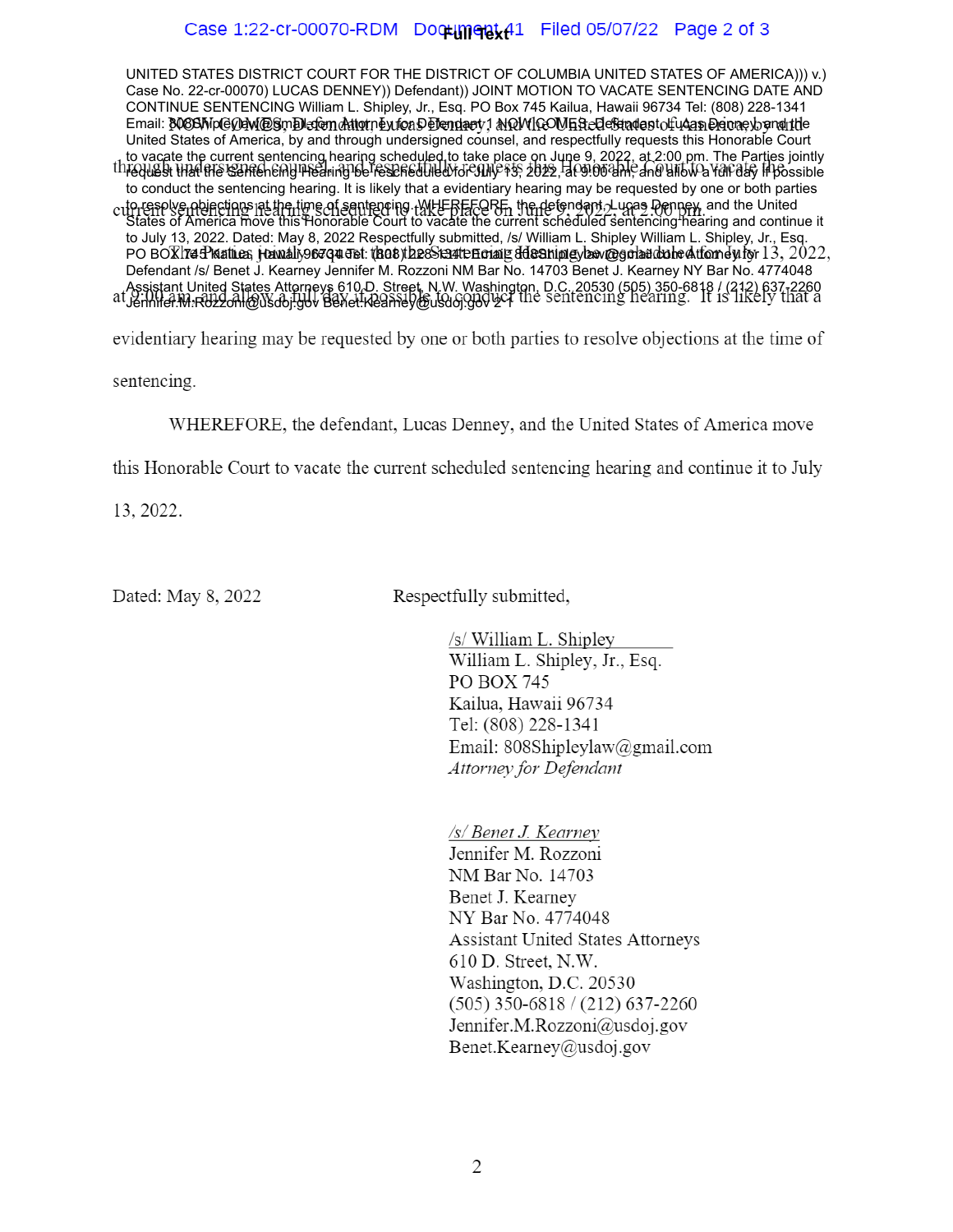NOW COMES, Defendant, Lucas Denney, and the United States of America, by and through undersigned counsel, and respectfully requests this Honorable Court to vacate the current sentencing hearing scheduled to take place on June 9, 2022, at 2:00 pm.

The Parties jointly request that the Sentencing Hearing be rescheduled for July 13, 2022, at 9:00 am, and allow a full day if possible to conduct the sentencing hearing. It is likely that a evidentiary hearing may be requested by one or both parties to resolve objections at the time of sentencing.

WHEREFORE, the defendant, Lucas Denney, and the United States of America move this Honorable Court to vacate the current scheduled sentencing hearing and continue it to July 13, 2022.

Dated: May 8, 2022

Respectfully submitted,

/s/ William L. Shipley
William L. Shipley, Jr., Esq.
PO BOX 745
Kailua, Hawaii 96734
Tel: (808) 228-1341
Email: 808Shipleylaw@gmail.com
*Attorney for Defendant*

*/s/ Benet J. Kearney*
Jennifer M. Rozzoni
NM Bar No. 14703
Benet J. Kearney
NY Bar No. 4774048
Assistant United States Attorneys
610 D. Street, N.W.
Washington, D.C. 20530
(505) 350-6818 / (212) 637-2260
Jennifer.M.Rozzoni@usdoj.gov
Benet.Kearney@usdoj.gov